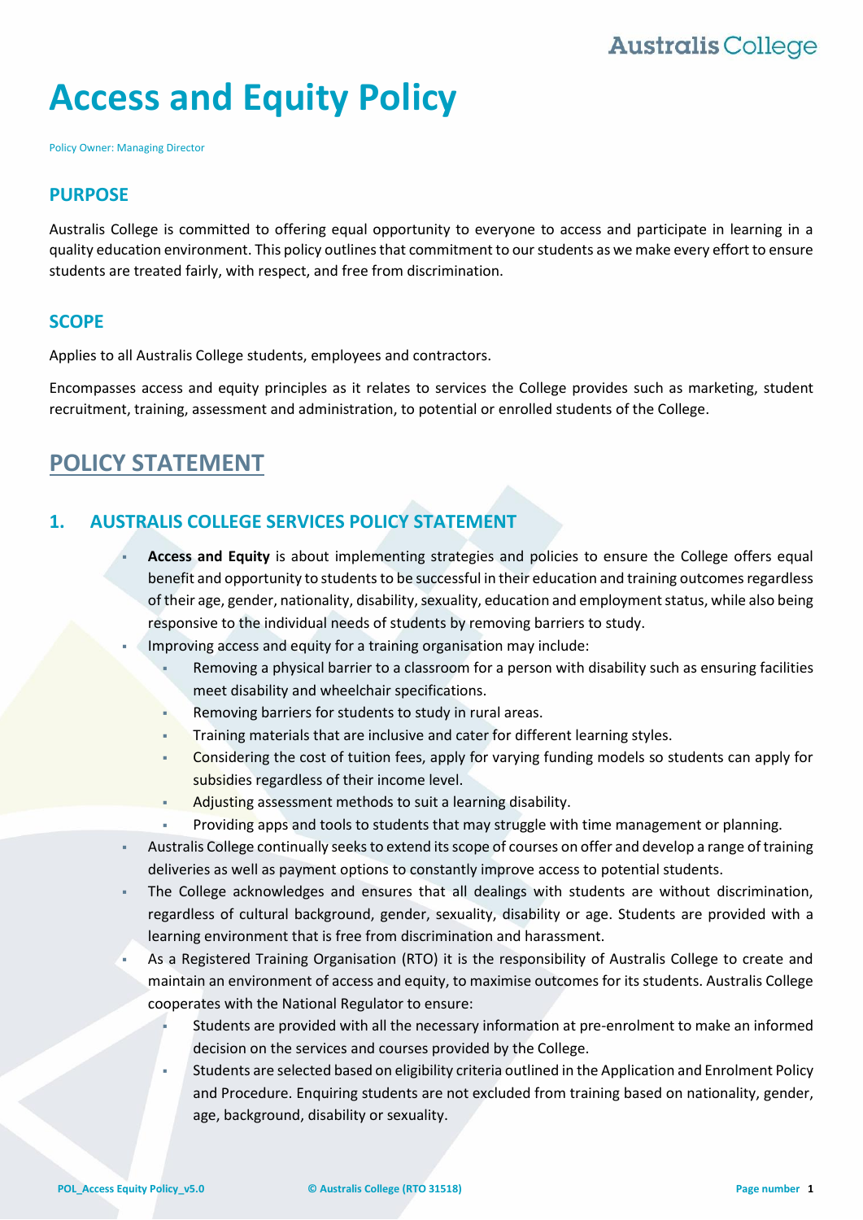# Access and Equity Policy

Policy Owner: Managing Director

## PURPOSE

Australis College is committed to offering equal opportunity to everyone to access and participate in learning in a quality education environment. This policy outlines that commitment to our students as we make every effort to ensure students are treated fairly, with respect, and free from discrimination.

## SCOPE

Applies to all Australis College students, employees and contractors.

Encompasses access and equity principles as it relates to services the College provides such as marketing, student recruitment, training, assessment and administration, to potential or enrolled students of the College.

# POLICY STATEMENT

## 1. AUSTRALIS COLLEGE SERVICES POLICY STATEMENT

- **Access and Equity** is about implementing strategies and policies to ensure the College offers equal benefit and opportunity to students to be successful in their education and training outcomes regardless of their age, gender, nationality, disability, sexuality, education and employment status, while also being responsive to the individual needs of students by removing barriers to study.
- Improving access and equity for a training organisation may include:
  - Removing a physical barrier to a classroom for a person with disability such as ensuring facilities meet disability and wheelchair specifications.
  - Removing barriers for students to study in rural areas.
  - Training materials that are inclusive and cater for different learning styles.
  - Considering the cost of tuition fees, apply for varying funding models so students can apply for subsidies regardless of their income level.
  - Adjusting assessment methods to suit a learning disability.
  - Providing apps and tools to students that may struggle with time management or planning.
- Australis College continually seeks to extend its scope of courses on offer and develop a range of training deliveries as well as payment options to constantly improve access to potential students.
- The College acknowledges and ensures that all dealings with students are without discrimination, regardless of cultural background, gender, sexuality, disability or age. Students are provided with a learning environment that is free from discrimination and harassment.
- As a Registered Training Organisation (RTO) it is the responsibility of Australis College to create and maintain an environment of access and equity, to maximise outcomes for its students. Australis College cooperates with the National Regulator to ensure:
  - Students are provided with all the necessary information at pre-enrolment to make an informed decision on the services and courses provided by the College.
  - Students are selected based on eligibility criteria outlined in the Application and Enrolment Policy and Procedure. Enquiring students are not excluded from training based on nationality, gender, age, background, disability or sexuality.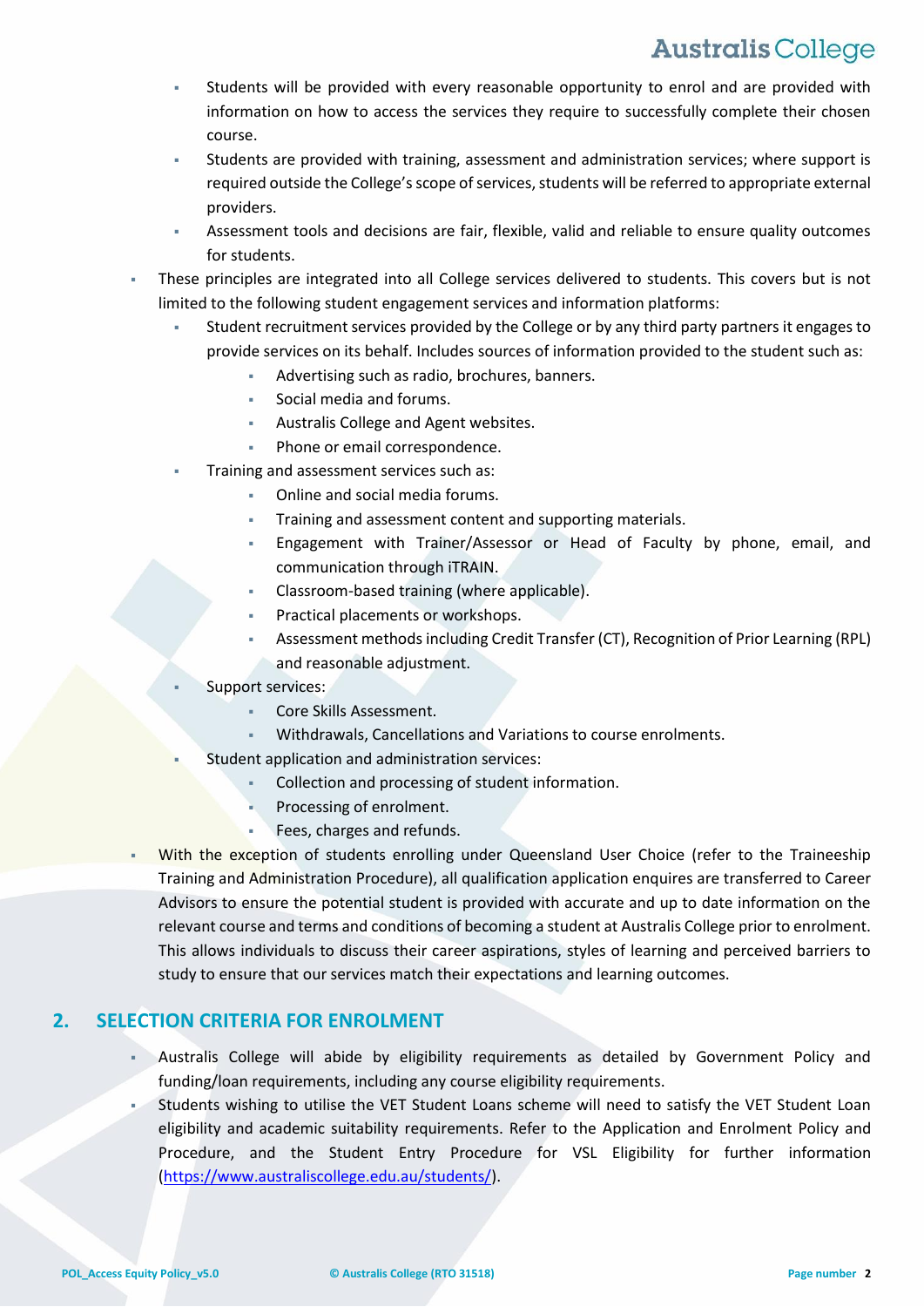- Students will be provided with every reasonable opportunity to enrol and are provided with information on how to access the services they require to successfully complete their chosen course.
  - Students are provided with training, assessment and administration services; where support is required outside the College's scope of services, students will be referred to appropriate external providers.
  - Assessment tools and decisions are fair, flexible, valid and reliable to ensure quality outcomes for students.
- These principles are integrated into all College services delivered to students. This covers but is not limited to the following student engagement services and information platforms:
  - Student recruitment services provided by the College or by any third party partners it engages to provide services on its behalf. Includes sources of information provided to the student such as:
    - Advertising such as radio, brochures, banners.
    - Social media and forums.
    - Australis College and Agent websites.
    - Phone or email correspondence.
  - Training and assessment services such as:
    - Online and social media forums.
    - Training and assessment content and supporting materials.
    - Engagement with Trainer/Assessor or Head of Faculty by phone, email, and communication through iTRAIN.
    - Classroom-based training (where applicable).
    - Practical placements or workshops.
    - Assessment methods including Credit Transfer (CT), Recognition of Prior Learning (RPL) and reasonable adjustment.
  - Support services:
    - Core Skills Assessment.
    - Withdrawals, Cancellations and Variations to course enrolments.
  - Student application and administration services:
    - Collection and processing of student information.
    - Processing of enrolment.
    - Fees, charges and refunds.
- With the exception of students enrolling under Queensland User Choice (refer to the Traineeship Training and Administration Procedure), all qualification application enquires are transferred to Career Advisors to ensure the potential student is provided with accurate and up to date information on the relevant course and terms and conditions of becoming a student at Australis College prior to enrolment. This allows individuals to discuss their career aspirations, styles of learning and perceived barriers to study to ensure that our services match their expectations and learning outcomes.

## 2. SELECTION CRITERIA FOR ENROLMENT

- Australis College will abide by eligibility requirements as detailed by Government Policy and funding/loan requirements, including any course eligibility requirements.
- Students wishing to utilise the VET Student Loans scheme will need to satisfy the VET Student Loan eligibility and academic suitability requirements. Refer to the Application and Enrolment Policy and Procedure, and the Student Entry Procedure for VSL Eligibility for further information (https://www.australiscollege.edu.au/students/).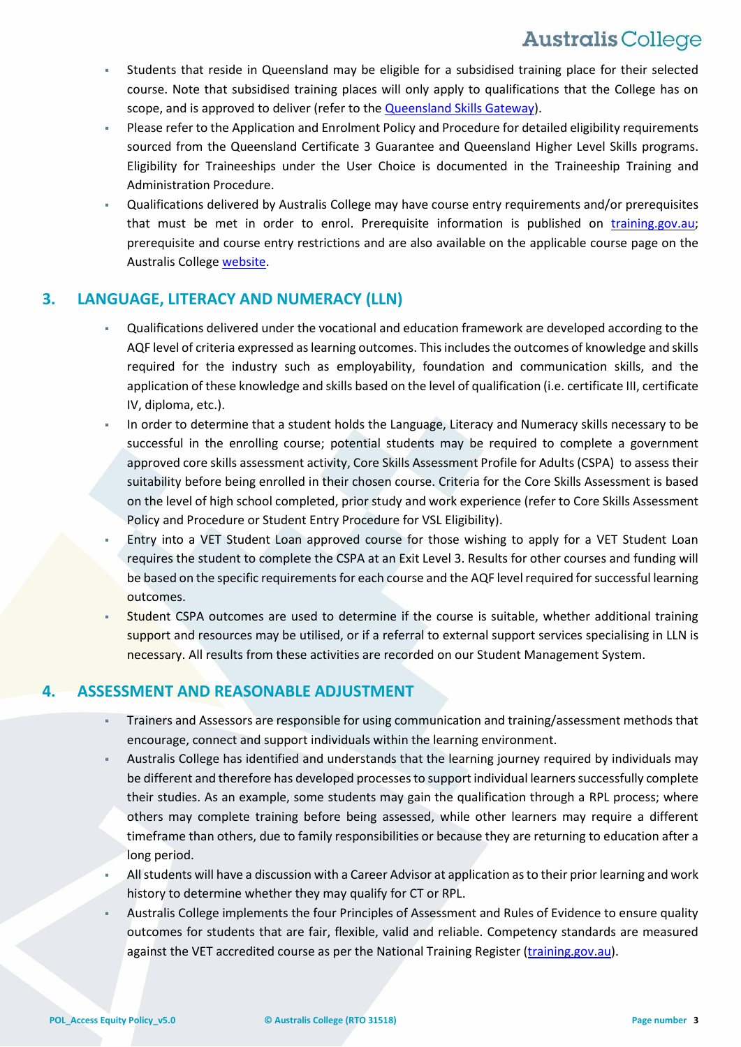- Students that reside in Queensland may be eligible for a subsidised training place for their selected course. Note that subsidised training places will only apply to qualifications that the College has on scope, and is approved to deliver (refer to the Queensland Skills Gateway).
- Please refer to the Application and Enrolment Policy and Procedure for detailed eligibility requirements sourced from the Queensland Certificate 3 Guarantee and Queensland Higher Level Skills programs. Eligibility for Traineeships under the User Choice is documented in the Traineeship Training and Administration Procedure.
- Qualifications delivered by Australis College may have course entry requirements and/or prerequisites that must be met in order to enrol. Prerequisite information is published on training.gov.au; prerequisite and course entry restrictions and are also available on the applicable course page on the Australis College website.

## 3. LANGUAGE, LITERACY AND NUMERACY (LLN)

- Qualifications delivered under the vocational and education framework are developed according to the AQF level of criteria expressed as learning outcomes. This includes the outcomes of knowledge and skills required for the industry such as employability, foundation and communication skills, and the application of these knowledge and skills based on the level of qualification (i.e. certificate III, certificate IV, diploma, etc.).
- In order to determine that a student holds the Language, Literacy and Numeracy skills necessary to be successful in the enrolling course; potential students may be required to complete a government approved core skills assessment activity, Core Skills Assessment Profile for Adults (CSPA) to assess their suitability before being enrolled in their chosen course. Criteria for the Core Skills Assessment is based on the level of high school completed, prior study and work experience (refer to Core Skills Assessment Policy and Procedure or Student Entry Procedure for VSL Eligibility).
- Entry into a VET Student Loan approved course for those wishing to apply for a VET Student Loan requires the student to complete the CSPA at an Exit Level 3. Results for other courses and funding will be based on the specific requirements for each course and the AQF level required for successful learning outcomes.
- Student CSPA outcomes are used to determine if the course is suitable, whether additional training support and resources may be utilised, or if a referral to external support services specialising in LLN is necessary. All results from these activities are recorded on our Student Management System.

## 4. ASSESSMENT AND REASONABLE ADJUSTMENT

- Trainers and Assessors are responsible for using communication and training/assessment methods that encourage, connect and support individuals within the learning environment.
- Australis College has identified and understands that the learning journey required by individuals may be different and therefore has developed processes to support individual learners successfully complete their studies. As an example, some students may gain the qualification through a RPL process; where others may complete training before being assessed, while other learners may require a different timeframe than others, due to family responsibilities or because they are returning to education after a long period.
- All students will have a discussion with a Career Advisor at application as to their prior learning and work history to determine whether they may qualify for CT or RPL.
- Australis College implements the four Principles of Assessment and Rules of Evidence to ensure quality outcomes for students that are fair, flexible, valid and reliable. Competency standards are measured against the VET accredited course as per the National Training Register (training.gov.au).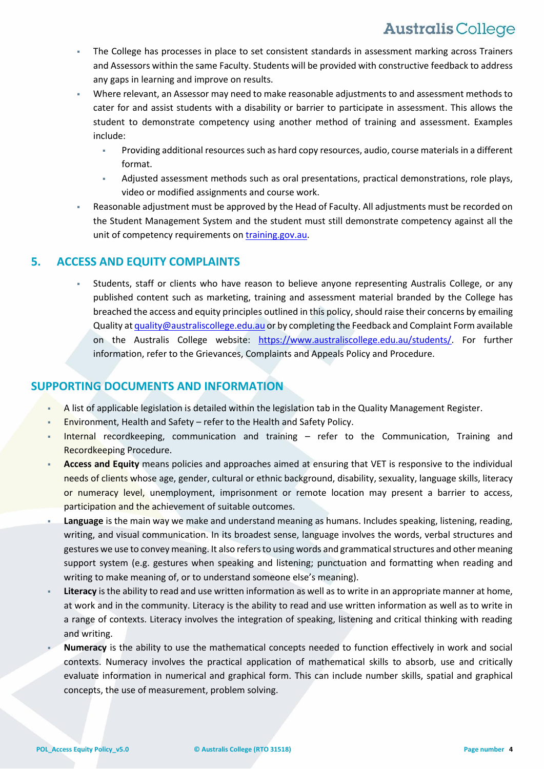- The College has processes in place to set consistent standards in assessment marking across Trainers and Assessors within the same Faculty. Students will be provided with constructive feedback to address any gaps in learning and improve on results.
- Where relevant, an Assessor may need to make reasonable adjustments to and assessment methods to cater for and assist students with a disability or barrier to participate in assessment. This allows the student to demonstrate competency using another method of training and assessment. Examples include:
  - Providing additional resources such as hard copy resources, audio, course materials in a different format.
  - Adjusted assessment methods such as oral presentations, practical demonstrations, role plays, video or modified assignments and course work.
- Reasonable adjustment must be approved by the Head of Faculty. All adjustments must be recorded on the Student Management System and the student must still demonstrate competency against all the unit of competency requirements on [training.gov.au](training.gov.au).

## 5. ACCESS AND EQUITY COMPLAINTS

- Students, staff or clients who have reason to believe anyone representing Australis College, or any published content such as marketing, training and assessment material branded by the College has breached the access and equity principles outlined in this policy, should raise their concerns by emailing Quality at [quality@australiscollege.edu.au](mailto:quality@australiscollege.edu.au) or by completing the Feedback and Complaint Form available on the Australis College website: [https://www.australiscollege.edu.au/students/](https://www.australiscollege.edu.au/students/). For further information, refer to the Grievances, Complaints and Appeals Policy and Procedure.

## SUPPORTING DOCUMENTS AND INFORMATION

- A list of applicable legislation is detailed within the legislation tab in the Quality Management Register.
- Environment, Health and Safety – refer to the Health and Safety Policy.
- Internal recordkeeping, communication and training – refer to the Communication, Training and Recordkeeping Procedure.
- **Access and Equity** means policies and approaches aimed at ensuring that VET is responsive to the individual needs of clients whose age, gender, cultural or ethnic background, disability, sexuality, language skills, literacy or numeracy level, unemployment, imprisonment or remote location may present a barrier to access, participation and the achievement of suitable outcomes.
- **Language** is the main way we make and understand meaning as humans. Includes speaking, listening, reading, writing, and visual communication. In its broadest sense, language involves the words, verbal structures and gestures we use to convey meaning. It also refers to using words and grammatical structures and other meaning support system (e.g. gestures when speaking and listening; punctuation and formatting when reading and writing to make meaning of, or to understand someone else's meaning).
- **Literacy** is the ability to read and use written information as well as to write in an appropriate manner at home, at work and in the community. Literacy is the ability to read and use written information as well as to write in a range of contexts. Literacy involves the integration of speaking, listening and critical thinking with reading and writing.
- **Numeracy** is the ability to use the mathematical concepts needed to function effectively in work and social contexts. Numeracy involves the practical application of mathematical skills to absorb, use and critically evaluate information in numerical and graphical form. This can include number skills, spatial and graphical concepts, the use of measurement, problem solving.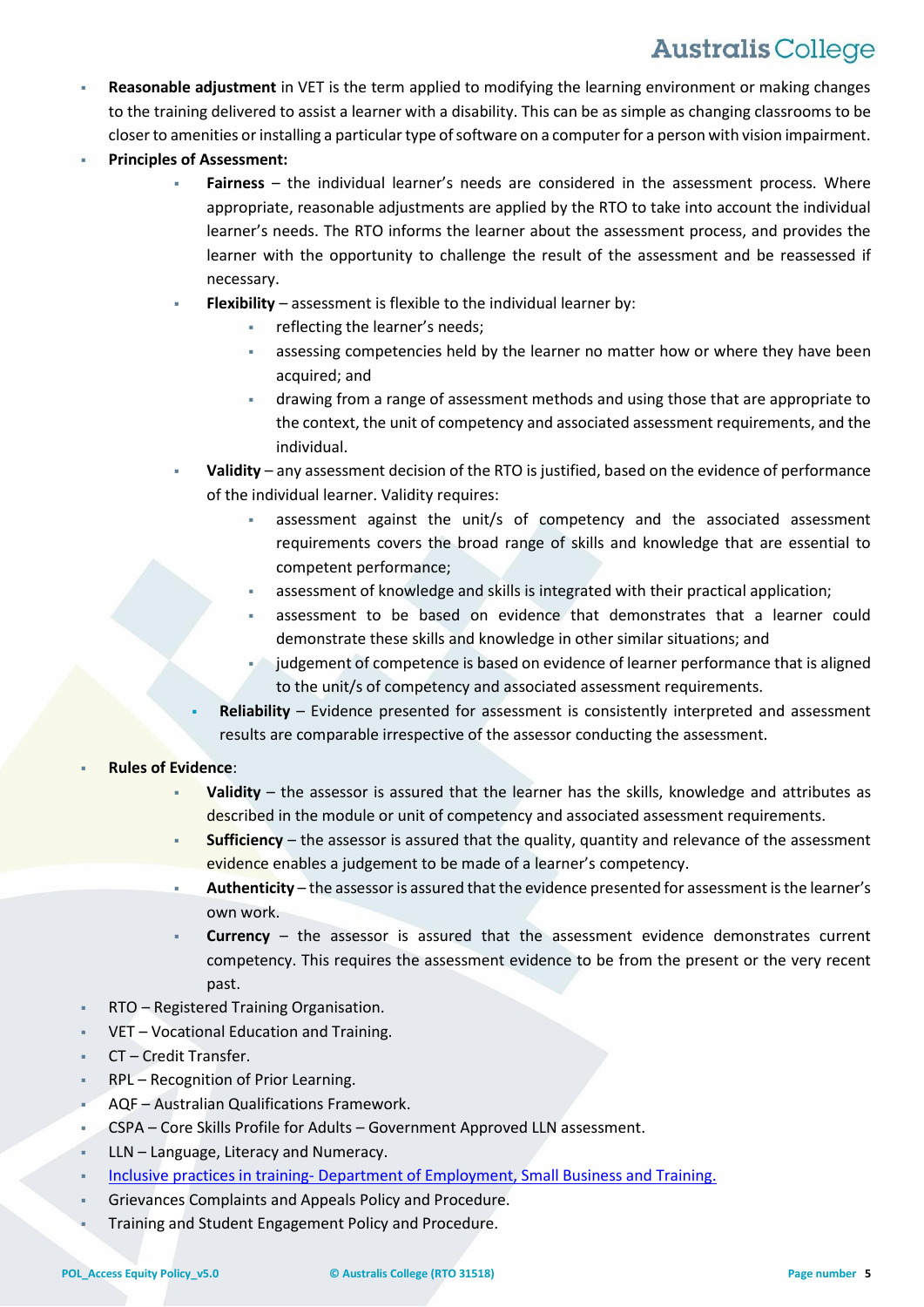- **Reasonable adjustment** in VET is the term applied to modifying the learning environment or making changes to the training delivered to assist a learner with a disability. This can be as simple as changing classrooms to be closer to amenities or installing a particular type of software on a computer for a person with vision impairment.
- **Principles of Assessment:**
  - **Fairness** – the individual learner's needs are considered in the assessment process. Where appropriate, reasonable adjustments are applied by the RTO to take into account the individual learner's needs. The RTO informs the learner about the assessment process, and provides the learner with the opportunity to challenge the result of the assessment and be reassessed if necessary.
  - **Flexibility** – assessment is flexible to the individual learner by:
    - reflecting the learner's needs;
    - assessing competencies held by the learner no matter how or where they have been acquired; and
    - drawing from a range of assessment methods and using those that are appropriate to the context, the unit of competency and associated assessment requirements, and the individual.
  - **Validity** – any assessment decision of the RTO is justified, based on the evidence of performance of the individual learner. Validity requires:
    - assessment against the unit/s of competency and the associated assessment requirements covers the broad range of skills and knowledge that are essential to competent performance;
    - assessment of knowledge and skills is integrated with their practical application;
    - assessment to be based on evidence that demonstrates that a learner could demonstrate these skills and knowledge in other similar situations; and
    - judgement of competence is based on evidence of learner performance that is aligned to the unit/s of competency and associated assessment requirements.
  - **Reliability** – Evidence presented for assessment is consistently interpreted and assessment results are comparable irrespective of the assessor conducting the assessment.
- **Rules of Evidence**:
  - **Validity** – the assessor is assured that the learner has the skills, knowledge and attributes as described in the module or unit of competency and associated assessment requirements.
  - **Sufficiency** – the assessor is assured that the quality, quantity and relevance of the assessment evidence enables a judgement to be made of a learner's competency.
  - **Authenticity** – the assessor is assured that the evidence presented for assessment is the learner's own work.
  - **Currency** – the assessor is assured that the assessment evidence demonstrates current competency. This requires the assessment evidence to be from the present or the very recent past.
- RTO – Registered Training Organisation.
- VET – Vocational Education and Training.
- CT – Credit Transfer.
- RPL – Recognition of Prior Learning.
- AQF – Australian Qualifications Framework.
- CSPA – Core Skills Profile for Adults – Government Approved LLN assessment.
- LLN – Language, Literacy and Numeracy.
- Inclusive practices in training- Department of Employment, Small Business and Training.
- Grievances Complaints and Appeals Policy and Procedure.
- Training and Student Engagement Policy and Procedure.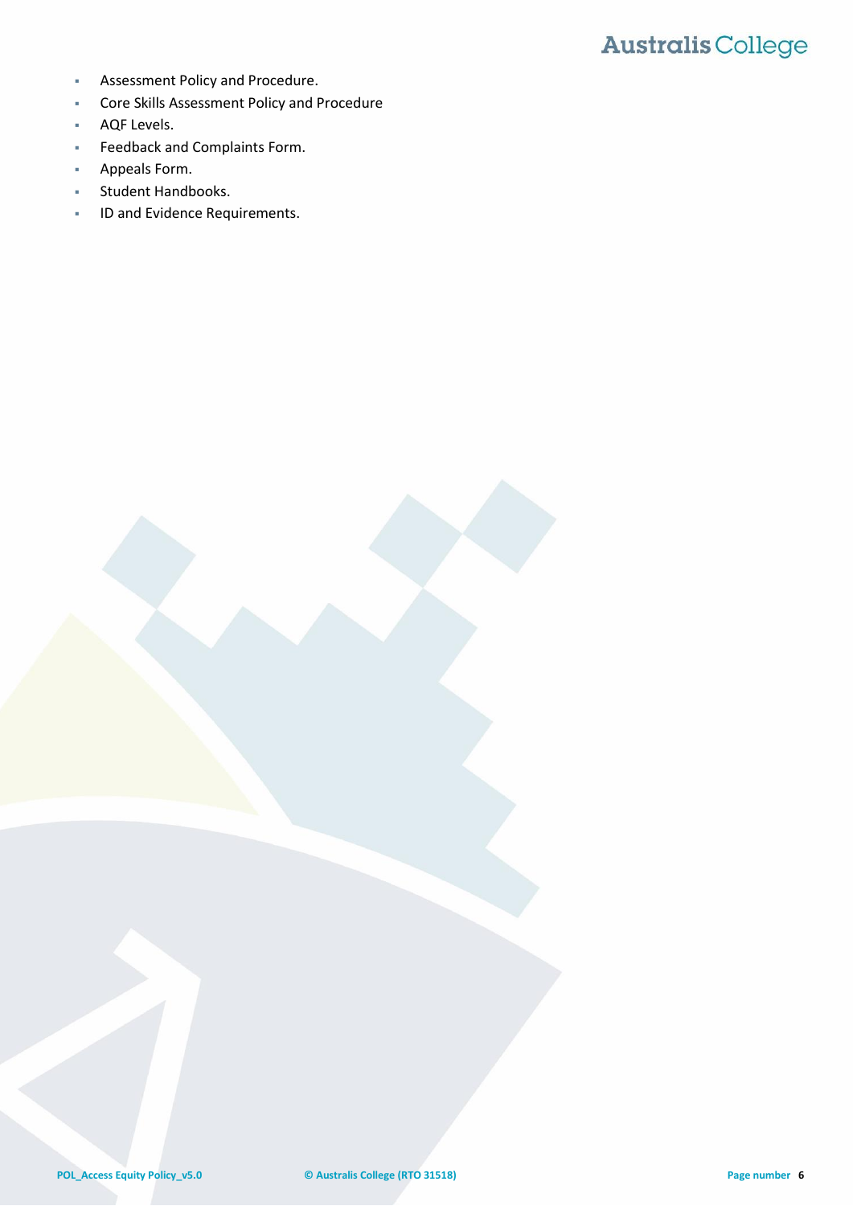- Assessment Policy and Procedure.
- Core Skills Assessment Policy and Procedure
- AQF Levels.
- Feedback and Complaints Form.
- Appeals Form.
- Student Handbooks.
- ID and Evidence Requirements.